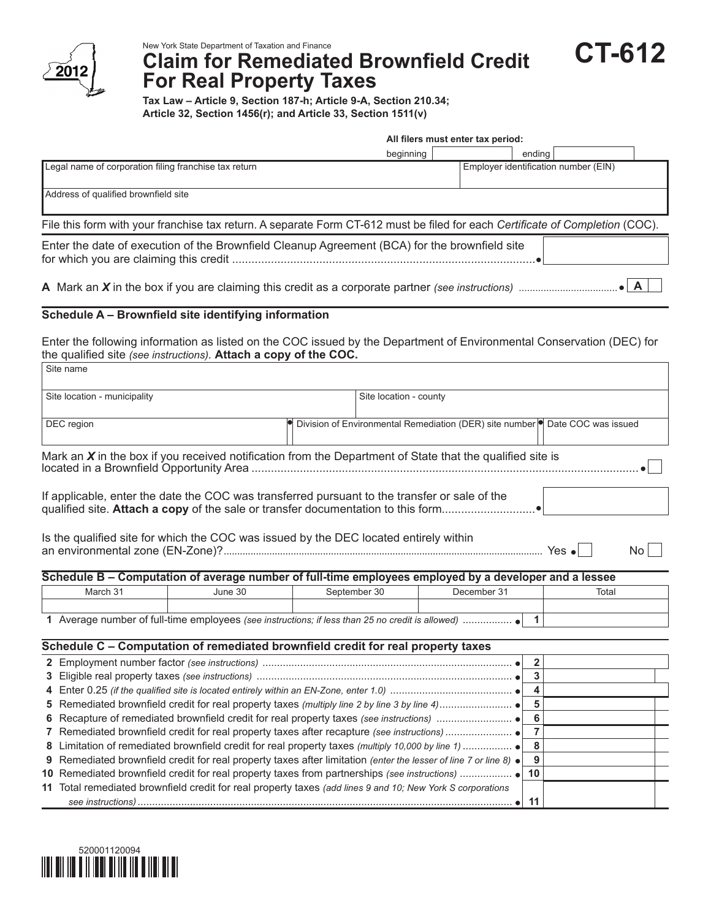2012

New York State Department of Taxation and Finance

# Claim for Remediated Brownfield Credit For Real Property Taxes

# CT-612

**Tax Law – Article 9, Section 187-h; Article 9-A, Section 210.34; Article 32, Section 1456(r); and Article 33, Section 1511(v)**

**All filers must enter tax period:**

beginning ______ ending ______

| Legal name of corporation filing franchise tax return | Employer identification number (EIN) |
|---|---|
| | |

| Address of qualified brownfield site |
|---|
| |

File this form with your franchise tax return. A separate Form CT-612 must be filed for each *Certificate of Completion* (COC).

Enter the date of execution of the Brownfield Cleanup Agreement (BCA) for the brownfield site for which you are claiming this credit ........................................................................................ ● ______

**A** Mark an ***X*** in the box if you are claiming this credit as a corporate partner *(see instructions)* .................................... ● **A** ☐

## Schedule A – Brownfield site identifying information

Enter the following information as listed on the COC issued by the Department of Environmental Conservation (DEC) for the qualified site *(see instructions).* **Attach a copy of the COC.**

| Site name | | |
|---|---|---|
| | | |
| Site location - municipality | Site location - county | |
| | | |
| DEC region | ● Division of Environmental Remediation (DER) site number | ● Date COC was issued |
| | | |

Mark an ***X*** in the box if you received notification from the Department of State that the qualified site is located in a Brownfield Opportunity Area ........................................................................................................................ ● ☐

If applicable, enter the date the COC was transferred pursuant to the transfer or sale of the qualified site. **Attach a copy** of the sale or transfer documentation to this form............................ ● ______

Is the qualified site for which the COC was issued by the DEC located entirely within an environmental zone (EN-Zone)?........................................................................................................... Yes ● ☐ No ☐

## Schedule B – Computation of average number of full-time employees employed by a developer and a lessee

| March 31 | June 30 | September 30 | December 31 | Total |
|---|---|---|---|---|
| | | | | |

**1** Average number of full-time employees *(see instructions; if less than 25 no credit is allowed)* ................ ● **1** ______

## Schedule C – Computation of remediated brownfield credit for real property taxes

| Line | Description | No. | Amount |
|---|---|---|---|
| **2** | Employment number factor *(see instructions)* .................................................................................... ● | **2** | |
| **3** | Eligible real property taxes *(see instructions)* ...................................................................................... ● | **3** | |
| **4** | Enter 0.25 *(if the qualified site is located entirely within an EN-Zone, enter 1.0)* ......................................... ● | **4** | |
| **5** | Remediated brownfield credit for real property taxes *(multiply line 2 by line 3 by line 4)*........................ ● | **5** | |
| **6** | Recapture of remediated brownfield credit for real property taxes *(see instructions)* .......................... ● | **6** | |
| **7** | Remediated brownfield credit for real property taxes after recapture *(see instructions)* ...................... ● | **7** | |
| **8** | Limitation of remediated brownfield credit for real property taxes *(multiply 10,000 by line 1)* ................ ● | **8** | |
| **9** | Remediated brownfield credit for real property taxes after limitation *(enter the lesser of line 7 or line 8)* ● | **9** | |
| **10** | Remediated brownfield credit for real property taxes from partnerships *(see instructions)* ................. ● | **10** | |
| **11** | Total remediated brownfield credit for real property taxes *(add lines 9 and 10; New York S corporations see instructions)* ................................................................................................................................ ● | **11** | |

520001120094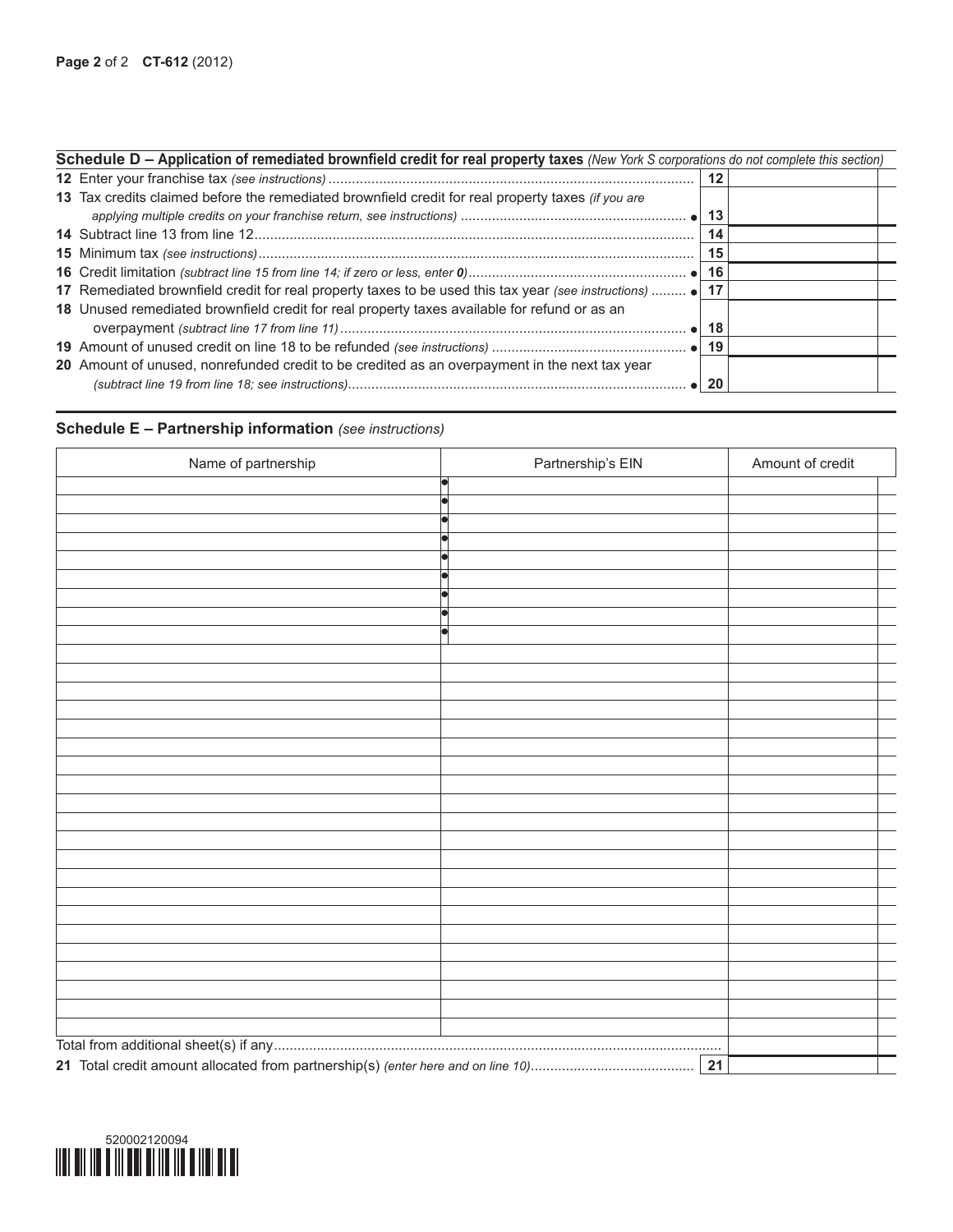### Schedule D – Application of remediated brownfield credit for real property taxes *(New York S corporations do not complete this section)*

| | | |
|---|---|---|
| **12** Enter your franchise tax *(see instructions)* | **12** | |
| **13** Tax credits claimed before the remediated brownfield credit for real property taxes *(if you are applying multiple credits on your franchise return, see instructions)* ● | **13** | |
| **14** Subtract line 13 from line 12 | **14** | |
| **15** Minimum tax *(see instructions)* | **15** | |
| **16** Credit limitation *(subtract line 15 from line 14; if zero or less, enter **0**)* ● | **16** | |
| **17** Remediated brownfield credit for real property taxes to be used this tax year *(see instructions)* ● | **17** | |
| **18** Unused remediated brownfield credit for real property taxes available for refund or as an overpayment *(subtract line 17 from line 11)* ● | **18** | |
| **19** Amount of unused credit on line 18 to be refunded *(see instructions)* ● | **19** | |
| **20** Amount of unused, nonrefunded credit to be credited as an overpayment in the next tax year *(subtract line 19 from line 18; see instructions)* ● | **20** | |

### Schedule E – Partnership information *(see instructions)*

| Name of partnership | Partnership's EIN | Amount of credit |
|---|---|---|
| | ● | |
| | ● | |
| | ● | |
| | ● | |
| | ● | |
| | ● | |
| | ● | |
| | ● | |
| | ● | |
| | | |
| | | |
| | | |
| | | |
| | | |
| | | |
| | | |
| | | |
| | | |
| | | |
| | | |
| | | |
| | | |
| | | |
| | | |
| | | |
| | | |
| | | |
| | | |
| | | |
| | | |
| Total from additional sheet(s) if any | | |
| **21** Total credit amount allocated from partnership(s) *(enter here and on line 10)* | **21** | |

520002120094